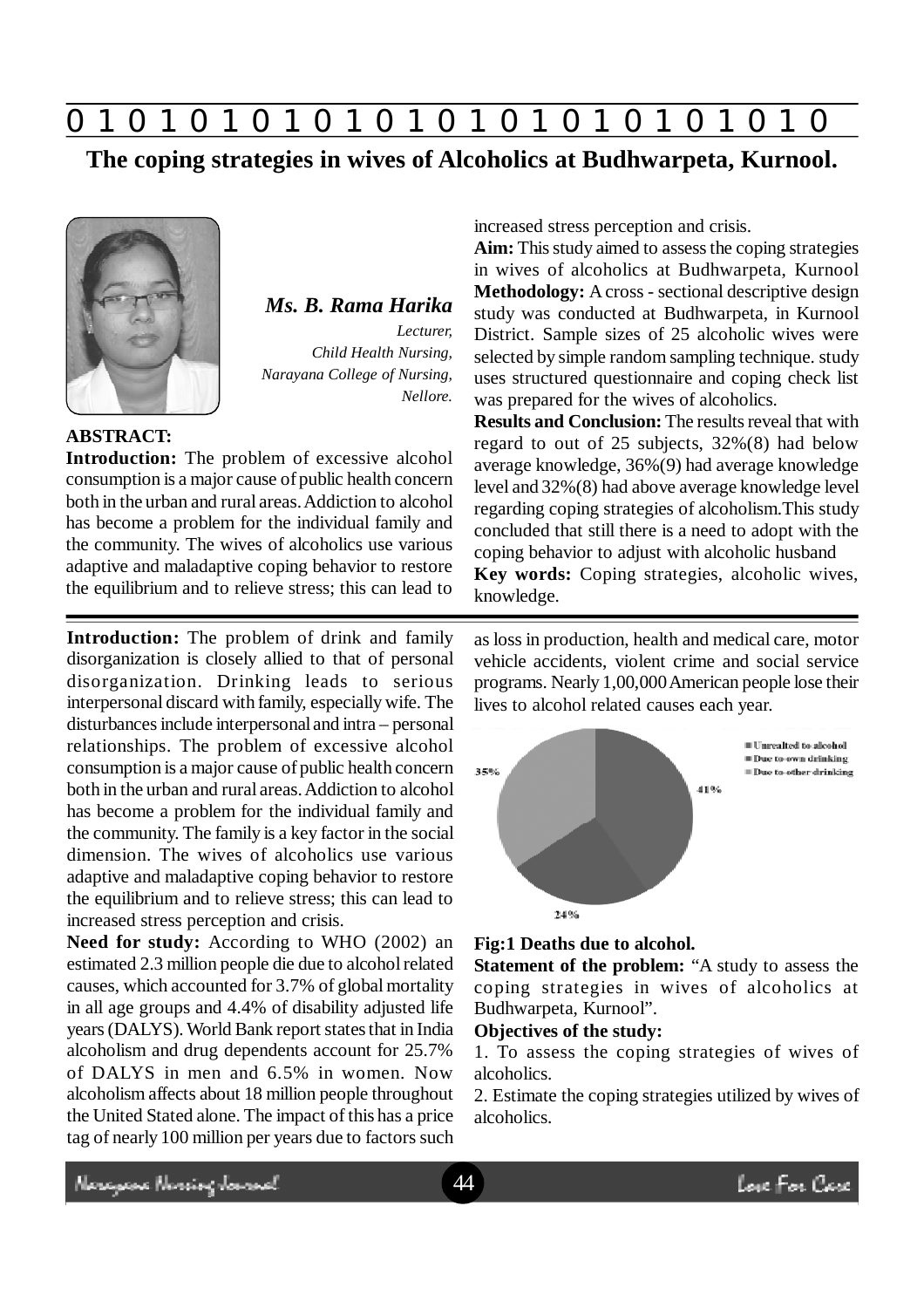# The coping strategies in wives of Alcoholics at Budhwarpeta, Kurnool.

***Ms. B. Rama Harika***

*Lecturer,*
*Child Health Nursing,*
*Narayana College of Nursing,*
*Nellore.*

**ABSTRACT:**

**Introduction:** The problem of excessive alcohol consumption is a major cause of public health concern both in the urban and rural areas. Addiction to alcohol has become a problem for the individual family and the community. The wives of alcoholics use various adaptive and maladaptive coping behavior to restore the equilibrium and to relieve stress; this can lead to increased stress perception and crisis.

**Aim:** This study aimed to assess the coping strategies in wives of alcoholics at Budhwarpeta, Kurnool

**Methodology:** A cross - sectional descriptive design study was conducted at Budhwarpeta, in Kurnool District. Sample sizes of 25 alcoholic wives were selected by simple random sampling technique. study uses structured questionnaire and coping check list was prepared for the wives of alcoholics.

**Results and Conclusion:** The results reveal that with regard to out of 25 subjects, 32%(8) had below average knowledge, 36%(9) had average knowledge level and 32%(8) had above average knowledge level regarding coping strategies of alcoholism.This study concluded that still there is a need to adopt with the coping behavior to adjust with alcoholic husband

**Key words:** Coping strategies, alcoholic wives, knowledge.

**Introduction:** The problem of drink and family disorganization is closely allied to that of personal disorganization. Drinking leads to serious interpersonal discard with family, especially wife. The disturbances include interpersonal and intra – personal relationships. The problem of excessive alcohol consumption is a major cause of public health concern both in the urban and rural areas. Addiction to alcohol has become a problem for the individual family and the community. The family is a key factor in the social dimension. The wives of alcoholics use various adaptive and maladaptive coping behavior to restore the equilibrium and to relieve stress; this can lead to increased stress perception and crisis.

**Need for study:** According to WHO (2002) an estimated 2.3 million people die due to alcohol related causes, which accounted for 3.7% of global mortality in all age groups and 4.4% of disability adjusted life years (DALYS). World Bank report states that in India alcoholism and drug dependents account for 25.7% of DALYS in men and 6.5% in women. Now alcoholism affects about 18 million people throughout the United Stated alone. The impact of this has a price tag of nearly 100 million per years due to factors such as loss in production, health and medical care, motor vehicle accidents, violent crime and social service programs. Nearly 1,00,000 American people lose their lives to alcohol related causes each year.

- Unrealted to alcohol: 41%
- Due to own drinking: 24%
- Due to other drinking: 35%

**Fig:1 Deaths due to alcohol.**

**Statement of the problem:** "A study to assess the coping strategies in wives of alcoholics at Budhwarpeta, Kurnool".

**Objectives of the study:**

1. To assess the coping strategies of wives of alcoholics.
2. Estimate the coping strategies utilized by wives of alcoholics.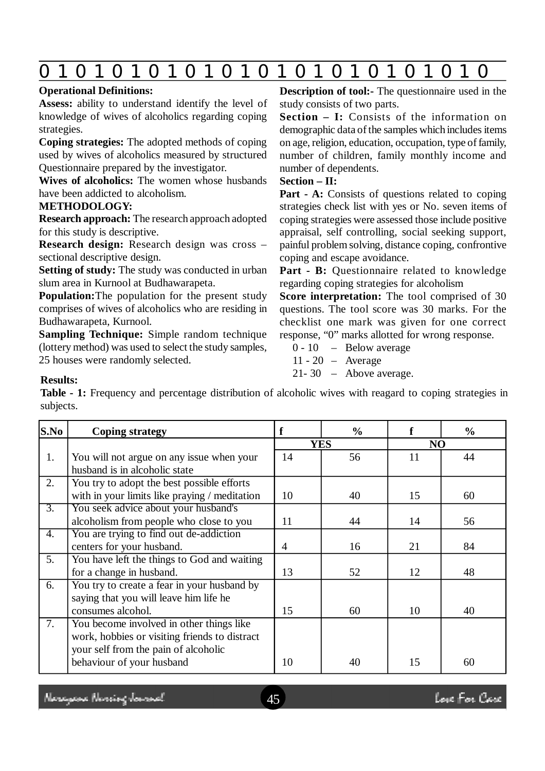**Operational Definitions:**

**Assess:** ability to understand identify the level of knowledge of wives of alcoholics regarding coping strategies.

**Coping strategies:** The adopted methods of coping used by wives of alcoholics measured by structured Questionnaire prepared by the investigator.

**Wives of alcoholics:** The women whose husbands have been addicted to alcoholism.

**METHODOLOGY:**

**Research approach:** The research approach adopted for this study is descriptive.

**Research design:** Research design was cross – sectional descriptive design.

**Setting of study:** The study was conducted in urban slum area in Kurnool at Budhawarapeta.

**Population:** The population for the present study comprises of wives of alcoholics who are residing in Budhawarapeta, Kurnool.

**Sampling Technique:** Simple random technique (lottery method) was used to select the study samples, 25 houses were randomly selected.

**Description of tool:-** The questionnaire used in the study consists of two parts.

**Section – I:** Consists of the information on demographic data of the samples which includes items on age, religion, education, occupation, type of family, number of children, family monthly income and number of dependents.

**Section – II:**

**Part - A:** Consists of questions related to coping strategies check list with yes or No. seven items of coping strategies were assessed those include positive appraisal, self controlling, social seeking support, painful problem solving, distance coping, confrontive coping and escape avoidance.

**Part - B:** Questionnaire related to knowledge regarding coping strategies for alcoholism

**Score interpretation:** The tool comprised of 30 questions. The tool score was 30 marks. For the checklist one mark was given for one correct response, "0" marks allotted for wrong response.

- 0 - 10 – Below average
- 11 - 20 – Average
- 21- 30 – Above average.

**Results:**

**Table - 1:** Frequency and percentage distribution of alcoholic wives with reagard to coping strategies in subjects.

| S.No | Coping strategy | f | % | f | % |
|---|---|---|---|---|---|
| | | YES | | NO | |
| 1. | You will not argue on any issue when your husband is in alcoholic state | 14 | 56 | 11 | 44 |
| 2. | You try to adopt the best possible efforts with in your limits like praying / meditation | 10 | 40 | 15 | 60 |
| 3. | You seek advice about your husband's alcoholism from people who close to you | 11 | 44 | 14 | 56 |
| 4. | You are trying to find out de-addiction centers for your husband. | 4 | 16 | 21 | 84 |
| 5. | You have left the things to God and waiting for a change in husband. | 13 | 52 | 12 | 48 |
| 6. | You try to create a fear in your husband by saying that you will leave him life he consumes alcohol. | 15 | 60 | 10 | 40 |
| 7. | You become involved in other things like work, hobbies or visiting friends to distract your self from the pain of alcoholic behaviour of your husband | 10 | 40 | 15 | 60 |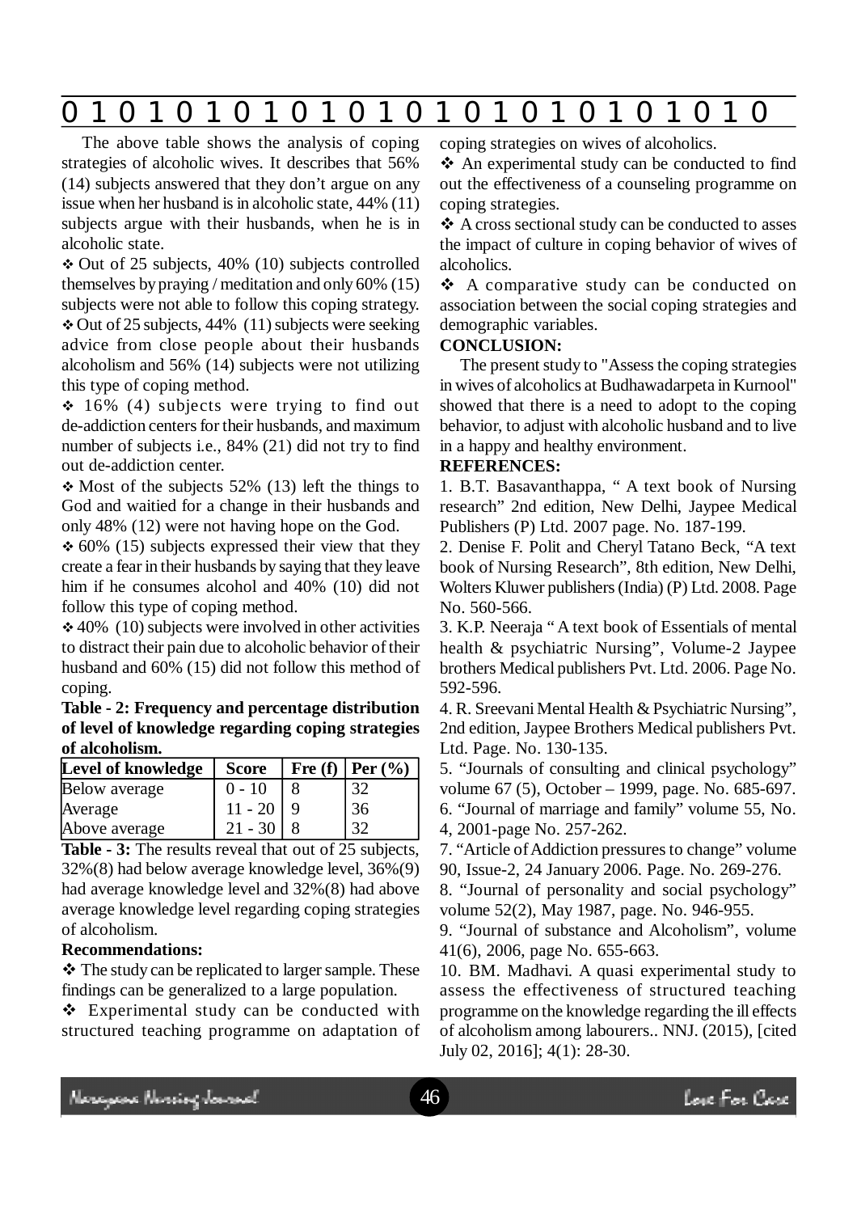The above table shows the analysis of coping strategies of alcoholic wives. It describes that 56% (14) subjects answered that they don't argue on any issue when her husband is in alcoholic state, 44% (11) subjects argue with their husbands, when he is in alcoholic state.

- ❖ Out of 25 subjects, 40% (10) subjects controlled themselves by praying / meditation and only 60% (15) subjects were not able to follow this coping strategy.
- ❖ Out of 25 subjects, 44% (11) subjects were seeking advice from close people about their husbands alcoholism and 56% (14) subjects were not utilizing this type of coping method.
- ❖ 16% (4) subjects were trying to find out de-addiction centers for their husbands, and maximum number of subjects i.e., 84% (21) did not try to find out de-addiction center.
- ❖ Most of the subjects 52% (13) left the things to God and waitied for a change in their husbands and only 48% (12) were not having hope on the God.
- ❖ 60% (15) subjects expressed their view that they create a fear in their husbands by saying that they leave him if he consumes alcohol and 40% (10) did not follow this type of coping method.
- ❖ 40% (10) subjects were involved in other activities to distract their pain due to alcoholic behavior of their husband and 60% (15) did not follow this method of coping.

**Table - 2: Frequency and percentage distribution of level of knowledge regarding coping strategies of alcoholism.**

| Level of knowledge | Score | Fre (f) | Per (%) |
|---|---|---|---|
| Below average | 0 - 10 | 8 | 32 |
| Average | 11 - 20 | 9 | 36 |
| Above average | 21 - 30 | 8 | 32 |

**Table - 3:** The results reveal that out of 25 subjects, 32%(8) had below average knowledge level, 36%(9) had average knowledge level and 32%(8) had above average knowledge level regarding coping strategies of alcoholism.

**Recommendations:**

- ❖ The study can be replicated to larger sample. These findings can be generalized to a large population.
- ❖ Experimental study can be conducted with structured teaching programme on adaptation of coping strategies on wives of alcoholics.
- ❖ An experimental study can be conducted to find out the effectiveness of a counseling programme on coping strategies.
- ❖ A cross sectional study can be conducted to asses the impact of culture in coping behavior of wives of alcoholics.
- ❖ A comparative study can be conducted on association between the social coping strategies and demographic variables.

**CONCLUSION:**

The present study to "Assess the coping strategies in wives of alcoholics at Budhawadarpeta in Kurnool" showed that there is a need to adopt to the coping behavior, to adjust with alcoholic husband and to live in a happy and healthy environment.

**REFERENCES:**

1. B.T. Basavanthappa, " A text book of Nursing research" 2nd edition, New Delhi, Jaypee Medical Publishers (P) Ltd. 2007 page. No. 187-199.
2. Denise F. Polit and Cheryl Tatano Beck, "A text book of Nursing Research", 8th edition, New Delhi, Wolters Kluwer publishers (India) (P) Ltd. 2008. Page No. 560-566.
3. K.P. Neeraja " A text book of Essentials of mental health & psychiatric Nursing", Volume-2 Jaypee brothers Medical publishers Pvt. Ltd. 2006. Page No. 592-596.
4. R. Sreevani Mental Health & Psychiatric Nursing", 2nd edition, Jaypee Brothers Medical publishers Pvt. Ltd. Page. No. 130-135.
5. "Journals of consulting and clinical psychology" volume 67 (5), October – 1999, page. No. 685-697.
6. "Journal of marriage and family" volume 55, No. 4, 2001-page No. 257-262.
7. "Article of Addiction pressures to change" volume 90, Issue-2, 24 January 2006. Page. No. 269-276.
8. "Journal of personality and social psychology" volume 52(2), May 1987, page. No. 946-955.
9. "Journal of substance and Alcoholism", volume 41(6), 2006, page No. 655-663.
10. BM. Madhavi. A quasi experimental study to assess the effectiveness of structured teaching programme on the knowledge regarding the ill effects of alcoholism among labourers.. NNJ. (2015), [cited July 02, 2016]; 4(1): 28-30.